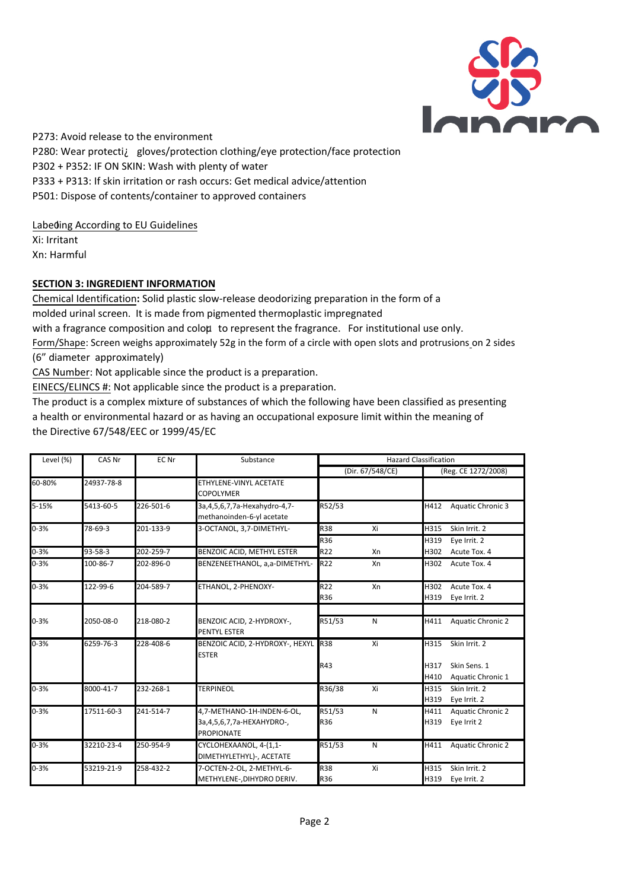P273: Avoid release to the environment
P280: Wear protecti¿ gloves/protection clothing/eye protection/face protection
P302 + P352: IF ON SKIN: Wash with plenty of water
P333 + P313: If skin irritation or rash occurs: Get medical advice/attention
P501: Dispose of contents/container to approved containers

Labeding According to EU Guidelines
Xi: Irritant
Xn: Harmful

**SECTION 3: INGREDIENT INFORMATION**

Chemical Identification**:** Solid plastic slow-release deodorizing preparation in the form of a molded urinal screen. It is made from pigmented thermoplastic impregnated with a fragrance composition and colou to represent the fragrance. For institutional use only.
Form/Shape: Screen weighs approximately 52g in the form of a circle with open slots and protrusions on 2 sides (6" diameter approximately)
CAS Number: Not applicable since the product is a preparation.
EINECS/ELINCS #: Not applicable since the product is a preparation.
The product is a complex mixture of substances of which the following have been classified as presenting a health or environmental hazard or as having an occupational exposure limit within the meaning of the Directive 67/548/EEC or 1999/45/EC

| Level (%) | CAS Nr | EC Nr | Substance | Hazard Classification | | | |
|---|---|---|---|---|---|---|---|
| | | | | (Dir. 67/548/CE) | | (Reg. CE 1272/2008) | |
| 60-80% | 24937-78-8 | | ETHYLENE-VINYL ACETATE COPOLYMER | | | | |
| 5-15% | 5413-60-5 | 226-501-6 | 3a,4,5,6,7,7a-Hexahydro-4,7-methanoinden-6-yl acetate | R52/53 | | H412 | Aquatic Chronic 3 |
| 0-3% | 78-69-3 | 201-133-9 | 3-OCTANOL, 3,7-DIMETHYL- | R38<br>R36 | Xi | H315<br>H319 | Skin Irrit. 2<br>Eye Irrit. 2 |
| 0-3% | 93-58-3 | 202-259-7 | BENZOIC ACID, METHYL ESTER | R22 | Xn | H302 | Acute Tox. 4 |
| 0-3% | 100-86-7 | 202-896-0 | BENZENEETHANOL, a,a-DIMETHYL- | R22 | Xn | H302 | Acute Tox. 4 |
| 0-3% | 122-99-6 | 204-589-7 | ETHANOL, 2-PHENOXY- | R22<br>R36 | Xn | H302<br>H319 | Acute Tox. 4<br>Eye Irrit. 2 |
| 0-3% | 2050-08-0 | 218-080-2 | BENZOIC ACID, 2-HYDROXY-, PENTYL ESTER | R51/53 | N | H411 | Aquatic Chronic 2 |
| 0-3% | 6259-76-3 | 228-408-6 | BENZOIC ACID, 2-HYDROXY-, HEXYL ESTER | R38<br>R43 | Xi | H315<br>H317<br>H410 | Skin Irrit. 2<br>Skin Sens. 1<br>Aquatic Chronic 1 |
| 0-3% | 8000-41-7 | 232-268-1 | TERPINEOL | R36/38 | Xi | H315<br>H319 | Skin Irrit. 2<br>Eye Irrit. 2 |
| 0-3% | 17511-60-3 | 241-514-7 | 4,7-METHANO-1H-INDEN-6-OL, 3a,4,5,6,7,7a-HEXAHYDRO-, PROPIONATE | R51/53<br>R36 | N | H411<br>H319 | Aquatic Chronic 2<br>Eye Irrit 2 |
| 0-3% | 32210-23-4 | 250-954-9 | CYCLOHEXAANOL, 4-(1,1-DIMETHYLETHYL)-, ACETATE | R51/53 | N | H411 | Aquatic Chronic 2 |
| 0-3% | 53219-21-9 | 258-432-2 | 7-OCTEN-2-OL, 2-METHYL-6-METHYLENE-,DIHYDRO DERIV. | R38<br>R36 | Xi | H315<br>H319 | Skin Irrit. 2<br>Eye Irrit. 2 |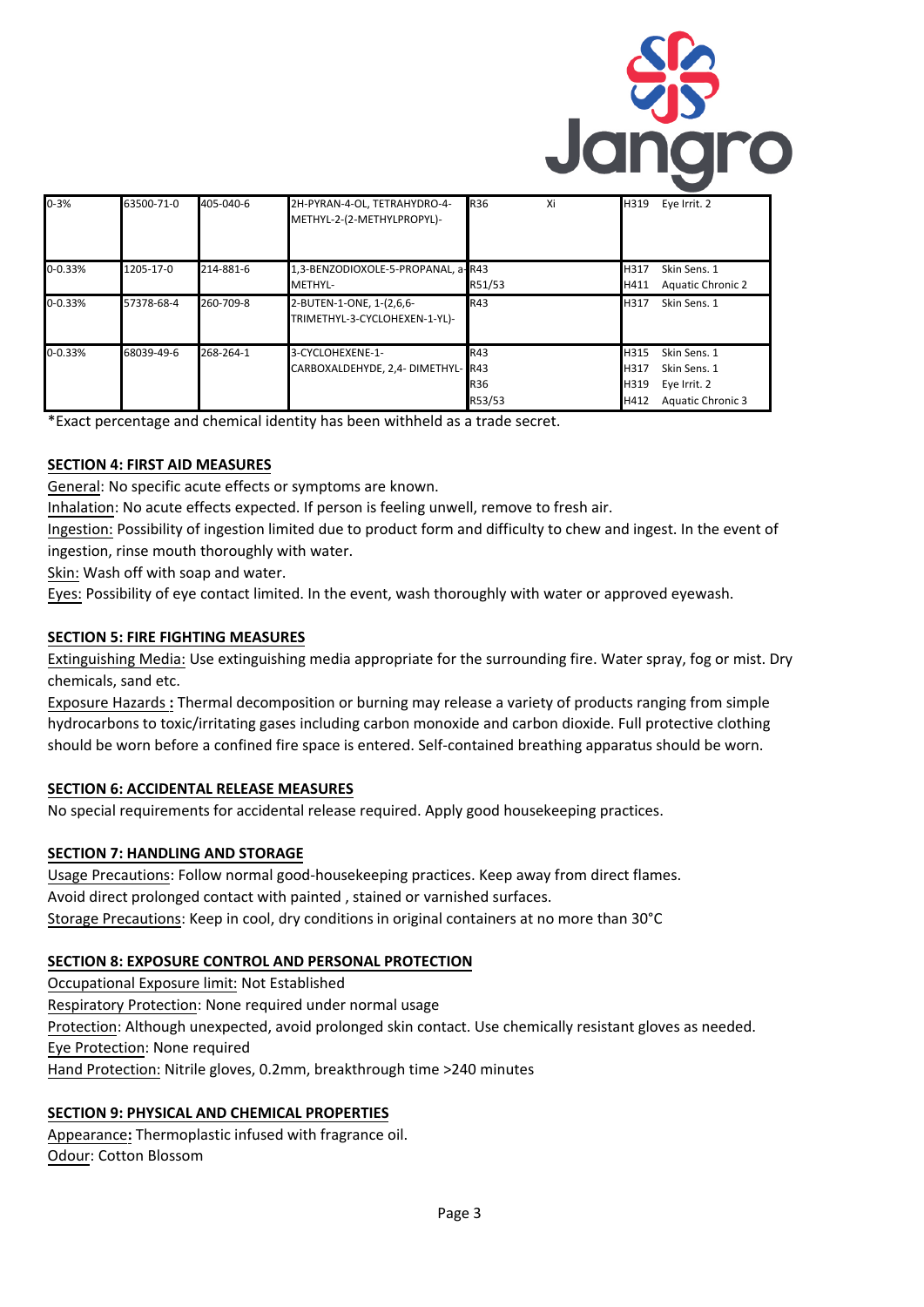| | | | | | | |
|---|---|---|---|---|---|---|
| 0-3% | 63500-71-0 | 405-040-6 | 2H-PYRAN-4-OL, TETRAHYDRO-4-METHYL-2-(2-METHYLPROPYL)- | R36 | Xi | H319 Eye Irrit. 2 |
| 0-0.33% | 1205-17-0 | 214-881-6 | 1,3-BENZODIOXOLE-5-PROPANAL, a-METHYL- | R43<br>R51/53 | | H317 Skin Sens. 1<br>H411 Aquatic Chronic 2 |
| 0-0.33% | 57378-68-4 | 260-709-8 | 2-BUTEN-1-ONE, 1-(2,6,6-TRIMETHYL-3-CYCLOHEXEN-1-YL)- | R43 | | H317 Skin Sens. 1 |
| 0-0.33% | 68039-49-6 | 268-264-1 | 3-CYCLOHEXENE-1-CARBOXALDEHYDE, 2,4- DIMETHYL- | R43<br>R43<br>R36<br>R53/53 | | H315 Skin Sens. 1<br>H317 Skin Sens. 1<br>H319 Eye Irrit. 2<br>H412 Aquatic Chronic 3 |

*Exact percentage and chemical identity has been withheld as a trade secret.

## SECTION 4: FIRST AID MEASURES

General: No specific acute effects or symptoms are known.

Inhalation: No acute effects expected. If person is feeling unwell, remove to fresh air.

Ingestion: Possibility of ingestion limited due to product form and difficulty to chew and ingest. In the event of ingestion, rinse mouth thoroughly with water.

Skin: Wash off with soap and water.

Eyes: Possibility of eye contact limited. In the event, wash thoroughly with water or approved eyewash.

## SECTION 5: FIRE FIGHTING MEASURES

Extinguishing Media: Use extinguishing media appropriate for the surrounding fire. Water spray, fog or mist. Dry chemicals, sand etc.

Exposure Hazards **:** Thermal decomposition or burning may release a variety of products ranging from simple hydrocarbons to toxic/irritating gases including carbon monoxide and carbon dioxide. Full protective clothing should be worn before a confined fire space is entered. Self-contained breathing apparatus should be worn.

## SECTION 6: ACCIDENTAL RELEASE MEASURES

No special requirements for accidental release required. Apply good housekeeping practices.

## SECTION 7: HANDLING AND STORAGE

Usage Precautions: Follow normal good-housekeeping practices. Keep away from direct flames. Avoid direct prolonged contact with painted , stained or varnished surfaces.

Storage Precautions: Keep in cool, dry conditions in original containers at no more than 30°C

## SECTION 8: EXPOSURE CONTROL AND PERSONAL PROTECTION

Occupational Exposure limit: Not Established

Respiratory Protection: None required under normal usage

Protection: Although unexpected, avoid prolonged skin contact. Use chemically resistant gloves as needed.

Eye Protection: None required

Hand Protection: Nitrile gloves, 0.2mm, breakthrough time >240 minutes

## SECTION 9: PHYSICAL AND CHEMICAL PROPERTIES

Appearance**:** Thermoplastic infused with fragrance oil.

Odour: Cotton Blossom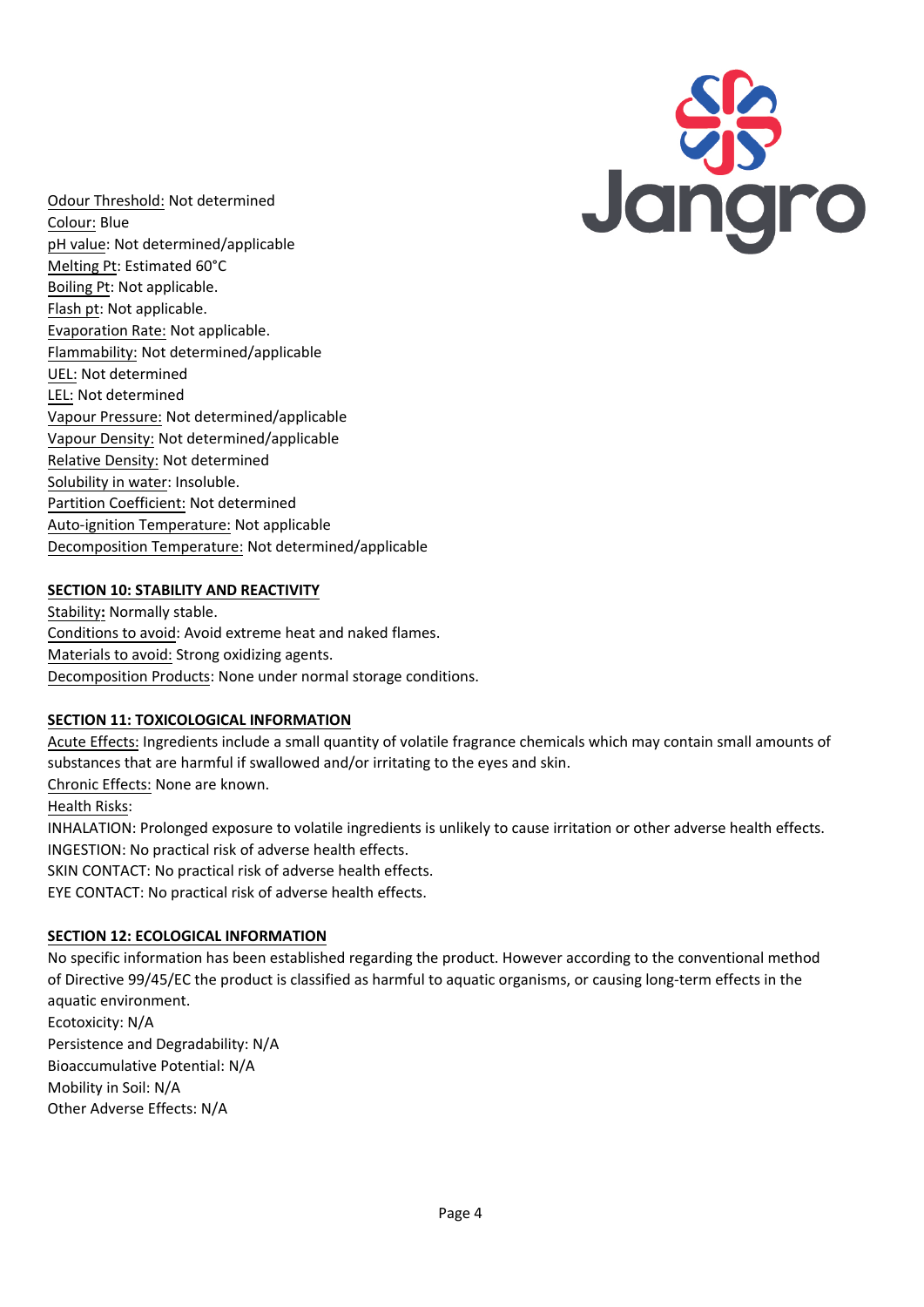Odour Threshold: Not determined
Colour: Blue
pH value: Not determined/applicable
Melting Pt: Estimated 60°C
Boiling Pt: Not applicable.
Flash pt: Not applicable.
Evaporation Rate: Not applicable.
Flammability: Not determined/applicable
UEL: Not determined
LEL: Not determined
Vapour Pressure: Not determined/applicable
Vapour Density: Not determined/applicable
Relative Density: Not determined
Solubility in water: Insoluble.
Partition Coefficient: Not determined
Auto-ignition Temperature: Not applicable
Decomposition Temperature: Not determined/applicable

## SECTION 10: STABILITY AND REACTIVITY

Stability: Normally stable.
Conditions to avoid: Avoid extreme heat and naked flames.
Materials to avoid: Strong oxidizing agents.
Decomposition Products: None under normal storage conditions.

## SECTION 11: TOXICOLOGICAL INFORMATION

Acute Effects: Ingredients include a small quantity of volatile fragrance chemicals which may contain small amounts of substances that are harmful if swallowed and/or irritating to the eyes and skin.
Chronic Effects: None are known.
Health Risks:
INHALATION: Prolonged exposure to volatile ingredients is unlikely to cause irritation or other adverse health effects.
INGESTION: No practical risk of adverse health effects.
SKIN CONTACT: No practical risk of adverse health effects.
EYE CONTACT: No practical risk of adverse health effects.

## SECTION 12: ECOLOGICAL INFORMATION

No specific information has been established regarding the product. However according to the conventional method of Directive 99/45/EC the product is classified as harmful to aquatic organisms, or causing long-term effects in the aquatic environment.
Ecotoxicity: N/A
Persistence and Degradability: N/A
Bioaccumulative Potential: N/A
Mobility in Soil: N/A
Other Adverse Effects: N/A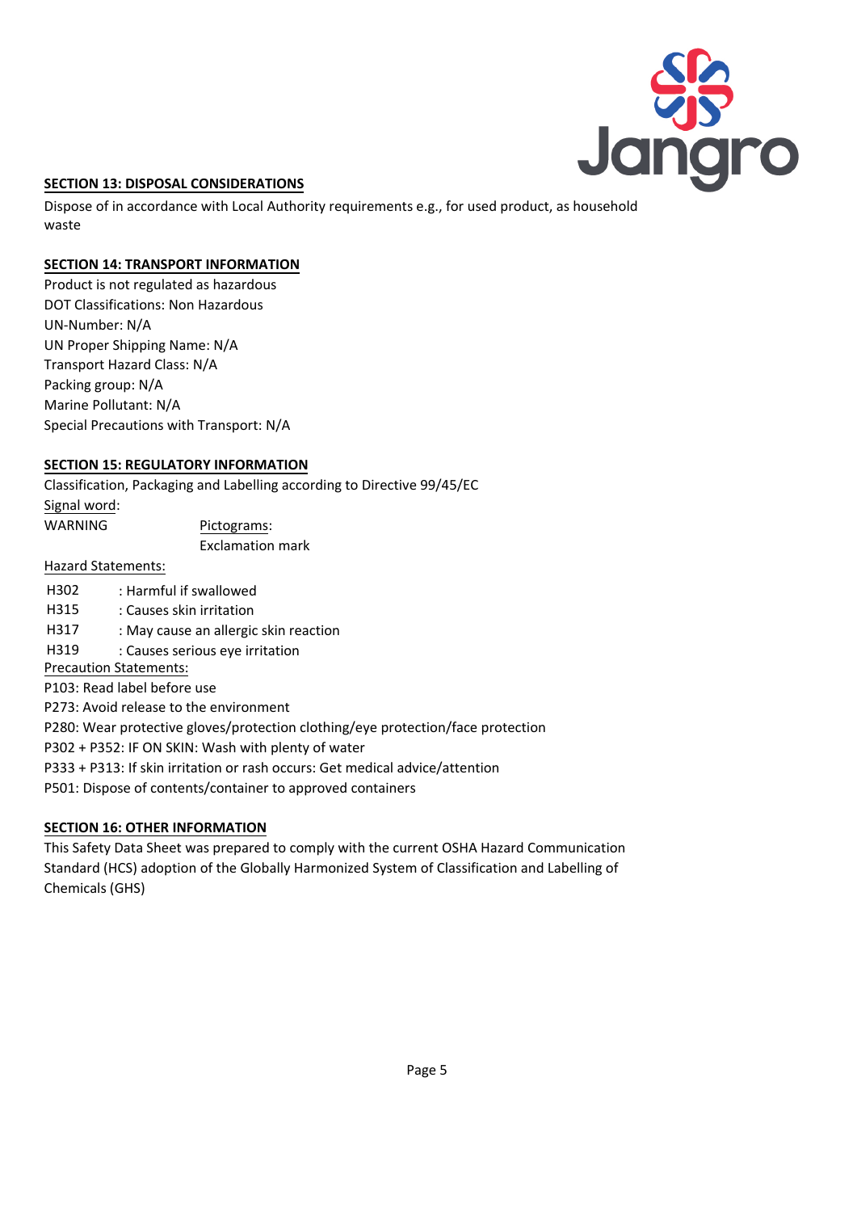## SECTION 13: DISPOSAL CONSIDERATIONS

Dispose of in accordance with Local Authority requirements e.g., for used product, as household waste

## SECTION 14: TRANSPORT INFORMATION

Product is not regulated as hazardous
DOT Classifications: Non Hazardous
UN-Number: N/A
UN Proper Shipping Name: N/A
Transport Hazard Class: N/A
Packing group: N/A
Marine Pollutant: N/A
Special Precautions with Transport: N/A

## SECTION 15: REGULATORY INFORMATION

Classification, Packaging and Labelling according to Directive 99/45/EC

| Signal word: | Pictograms: |
|---|---|
| WARNING | Exclamation mark |

Hazard Statements:

| | |
|---|---|
| H302 | : Harmful if swallowed |
| H315 | : Causes skin irritation |
| H317 | : May cause an allergic skin reaction |
| H319 | : Causes serious eye irritation |

Precaution Statements:

P103: Read label before use
P273: Avoid release to the environment
P280: Wear protective gloves/protection clothing/eye protection/face protection
P302 + P352: IF ON SKIN: Wash with plenty of water
P333 + P313: If skin irritation or rash occurs: Get medical advice/attention
P501: Dispose of contents/container to approved containers

## SECTION 16: OTHER INFORMATION

This Safety Data Sheet was prepared to comply with the current OSHA Hazard Communication Standard (HCS) adoption of the Globally Harmonized System of Classification and Labelling of Chemicals (GHS)